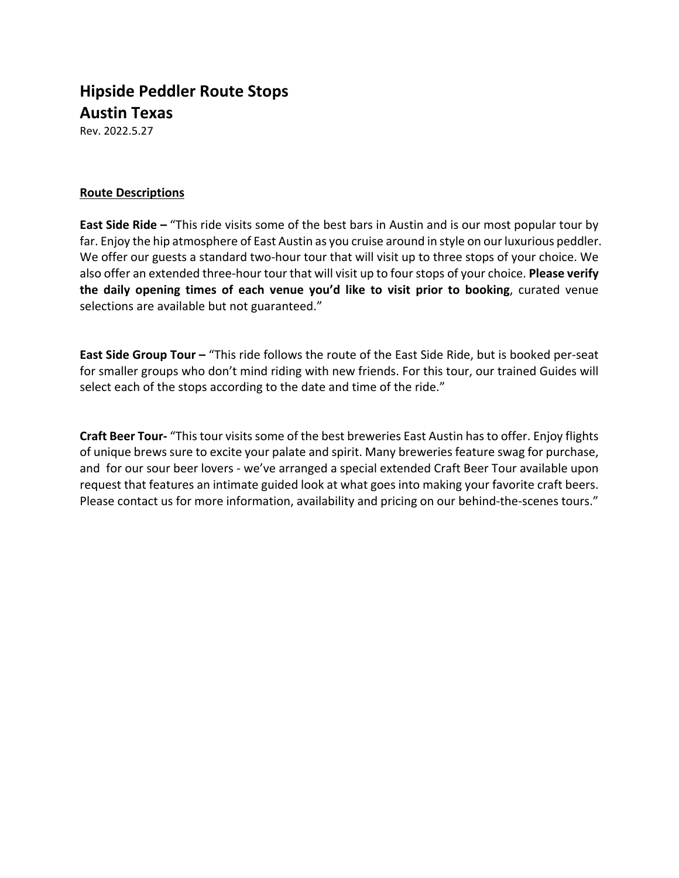# Hipside Peddler Route Stops
# Austin Texas

Rev. 2022.5.27

**Route Descriptions**

**East Side Ride –** "This ride visits some of the best bars in Austin and is our most popular tour by far. Enjoy the hip atmosphere of East Austin as you cruise around in style on our luxurious peddler. We offer our guests a standard two-hour tour that will visit up to three stops of your choice. We also offer an extended three-hour tour that will visit up to four stops of your choice. **Please verify the daily opening times of each venue you'd like to visit prior to booking**, curated venue selections are available but not guaranteed."

**East Side Group Tour –** "This ride follows the route of the East Side Ride, but is booked per-seat for smaller groups who don't mind riding with new friends. For this tour, our trained Guides will select each of the stops according to the date and time of the ride."

**Craft Beer Tour-** "This tour visits some of the best breweries East Austin has to offer. Enjoy flights of unique brews sure to excite your palate and spirit. Many breweries feature swag for purchase, and for our sour beer lovers - we've arranged a special extended Craft Beer Tour available upon request that features an intimate guided look at what goes into making your favorite craft beers. Please contact us for more information, availability and pricing on our behind-the-scenes tours."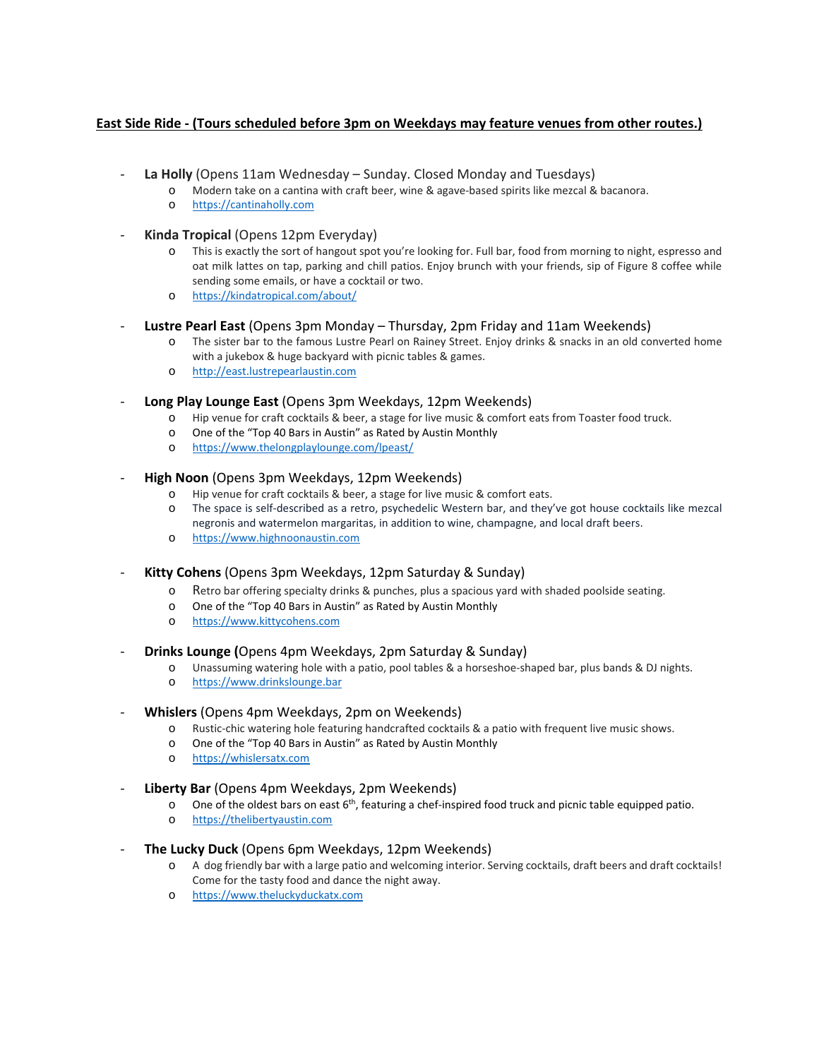**East Side Ride - (Tours scheduled before 3pm on Weekdays may feature venues from other routes.)**

- **La Holly** (Opens 11am Wednesday – Sunday. Closed Monday and Tuesdays)
  - Modern take on a cantina with craft beer, wine & agave-based spirits like mezcal & bacanora.
  - https://cantinaholly.com

- **Kinda Tropical** (Opens 12pm Everyday)
  - This is exactly the sort of hangout spot you're looking for. Full bar, food from morning to night, espresso and oat milk lattes on tap, parking and chill patios. Enjoy brunch with your friends, sip of Figure 8 coffee while sending some emails, or have a cocktail or two.
  - https://kindatropical.com/about/

- **Lustre Pearl East** (Opens 3pm Monday – Thursday, 2pm Friday and 11am Weekends)
  - The sister bar to the famous Lustre Pearl on Rainey Street. Enjoy drinks & snacks in an old converted home with a jukebox & huge backyard with picnic tables & games.
  - http://east.lustrepearlaustin.com

- **Long Play Lounge East** (Opens 3pm Weekdays, 12pm Weekends)
  - Hip venue for craft cocktails & beer, a stage for live music & comfort eats from Toaster food truck.
  - One of the "Top 40 Bars in Austin" as Rated by Austin Monthly
  - https://www.thelongplaylounge.com/lpeast/

- **High Noon** (Opens 3pm Weekdays, 12pm Weekends)
  - Hip venue for craft cocktails & beer, a stage for live music & comfort eats.
  - The space is self-described as a retro, psychedelic Western bar, and they've got house cocktails like mezcal negronis and watermelon margaritas, in addition to wine, champagne, and local draft beers.
  - https://www.highnoonaustin.com

- **Kitty Cohens** (Opens 3pm Weekdays, 12pm Saturday & Sunday)
  - Retro bar offering specialty drinks & punches, plus a spacious yard with shaded poolside seating.
  - One of the "Top 40 Bars in Austin" as Rated by Austin Monthly
  - https://www.kittycohens.com

- **Drinks Lounge (**Opens 4pm Weekdays, 2pm Saturday & Sunday)
  - Unassuming watering hole with a patio, pool tables & a horseshoe-shaped bar, plus bands & DJ nights.
  - https://www.drinkslounge.bar

- **Whislers** (Opens 4pm Weekdays, 2pm on Weekends)
  - Rustic-chic watering hole featuring handcrafted cocktails & a patio with frequent live music shows.
  - One of the "Top 40 Bars in Austin" as Rated by Austin Monthly
  - https://whislersatx.com

- **Liberty Bar** (Opens 4pm Weekdays, 2pm Weekends)
  - One of the oldest bars on east 6th, featuring a chef-inspired food truck and picnic table equipped patio.
  - https://thelibertyaustin.com

- **The Lucky Duck** (Opens 6pm Weekdays, 12pm Weekends)
  - A dog friendly bar with a large patio and welcoming interior. Serving cocktails, draft beers and draft cocktails! Come for the tasty food and dance the night away.
  - https://www.theluckyduckatx.com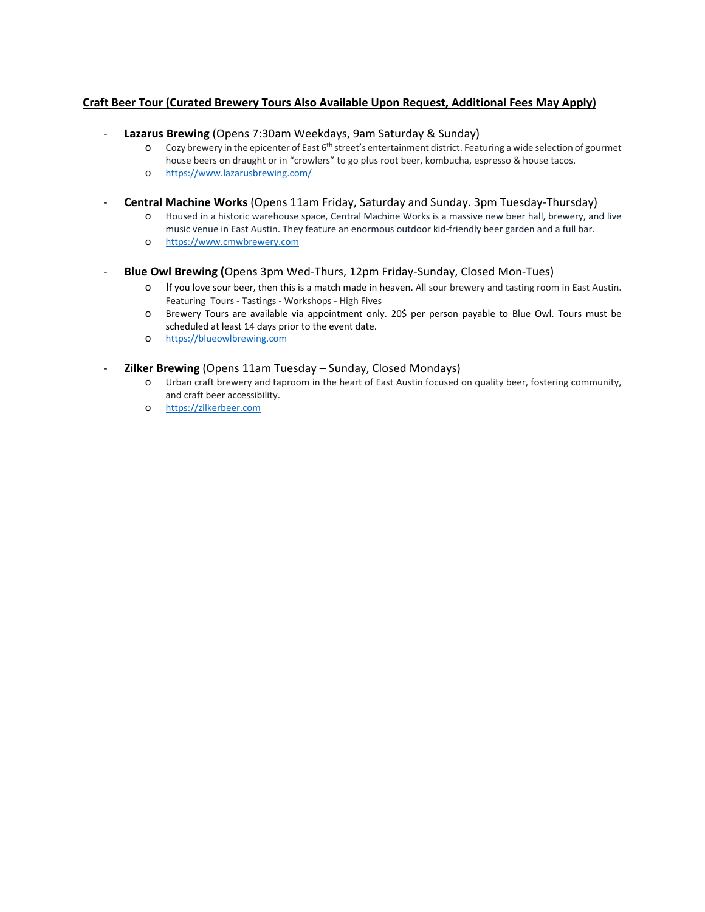**Craft Beer Tour (Curated Brewery Tours Also Available Upon Request, Additional Fees May Apply)**

- **Lazarus Brewing** (Opens 7:30am Weekdays, 9am Saturday & Sunday)
  - Cozy brewery in the epicenter of East 6th street's entertainment district. Featuring a wide selection of gourmet house beers on draught or in "crowlers" to go plus root beer, kombucha, espresso & house tacos.
  - https://www.lazarusbrewing.com/

- **Central Machine Works** (Opens 11am Friday, Saturday and Sunday. 3pm Tuesday-Thursday)
  - Housed in a historic warehouse space, Central Machine Works is a massive new beer hall, brewery, and live music venue in East Austin. They feature an enormous outdoor kid-friendly beer garden and a full bar.
  - https://www.cmwbrewery.com

- **Blue Owl Brewing (**Opens 3pm Wed-Thurs, 12pm Friday-Sunday, Closed Mon-Tues)
  - If you love sour beer, then this is a match made in heaven. All sour brewery and tasting room in East Austin. Featuring Tours - Tastings - Workshops - High Fives
  - Brewery Tours are available via appointment only. 20$ per person payable to Blue Owl. Tours must be scheduled at least 14 days prior to the event date.
  - https://blueowlbrewing.com

- **Zilker Brewing** (Opens 11am Tuesday – Sunday, Closed Mondays)
  - Urban craft brewery and taproom in the heart of East Austin focused on quality beer, fostering community, and craft beer accessibility.
  - https://zilkerbeer.com